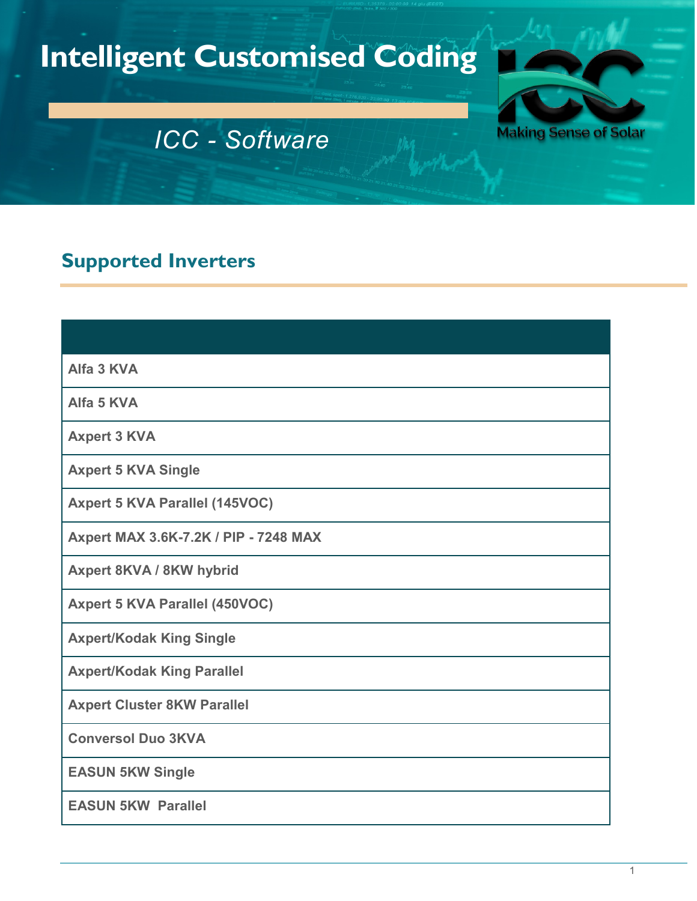# Intelligent Customised Coding

*ICC - Software*

Making Sense of Solar

## Supported Inverters

| |
|---|
| Alfa 3 KVA |
| Alfa 5 KVA |
| Axpert 3 KVA |
| Axpert 5 KVA Single |
| Axpert 5 KVA Parallel (145VOC) |
| Axpert MAX 3.6K-7.2K / PIP - 7248 MAX |
| Axpert 8KVA / 8KW hybrid |
| Axpert 5 KVA Parallel (450VOC) |
| Axpert/Kodak King Single |
| Axpert/Kodak King Parallel |
| Axpert Cluster 8KW Parallel |
| Conversol Duo 3KVA |
| EASUN 5KW Single |
| EASUN 5KW Parallel |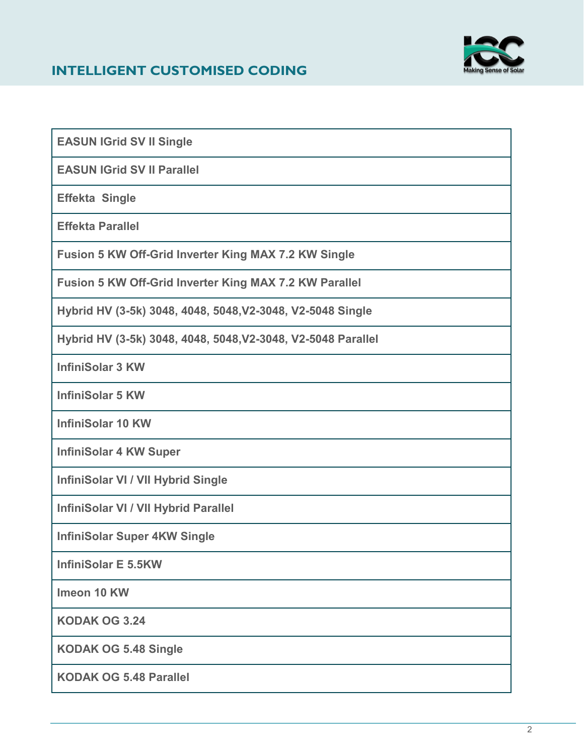| **EASUN IGrid SV II Single** |
|---|
| **EASUN IGrid SV II Parallel** |
| **Effekta  Single** |
| **Effekta Parallel** |
| **Fusion 5 KW Off-Grid Inverter King MAX 7.2 KW Single** |
| **Fusion 5 KW Off-Grid Inverter King MAX 7.2 KW Parallel** |
| **Hybrid HV (3-5k) 3048, 4048, 5048,V2-3048, V2-5048 Single** |
| **Hybrid HV (3-5k) 3048, 4048, 5048,V2-3048, V2-5048 Parallel** |
| **InfiniSolar 3 KW** |
| **InfiniSolar 5 KW** |
| **InfiniSolar 10 KW** |
| **InfiniSolar 4 KW Super** |
| **InfiniSolar VI / VII Hybrid Single** |
| **InfiniSolar VI / VII Hybrid Parallel** |
| **InfiniSolar Super 4KW Single** |
| **InfiniSolar E 5.5KW** |
| **Imeon 10 KW** |
| **KODAK OG 3.24** |
| **KODAK OG 5.48 Single** |
| **KODAK OG 5.48 Parallel** |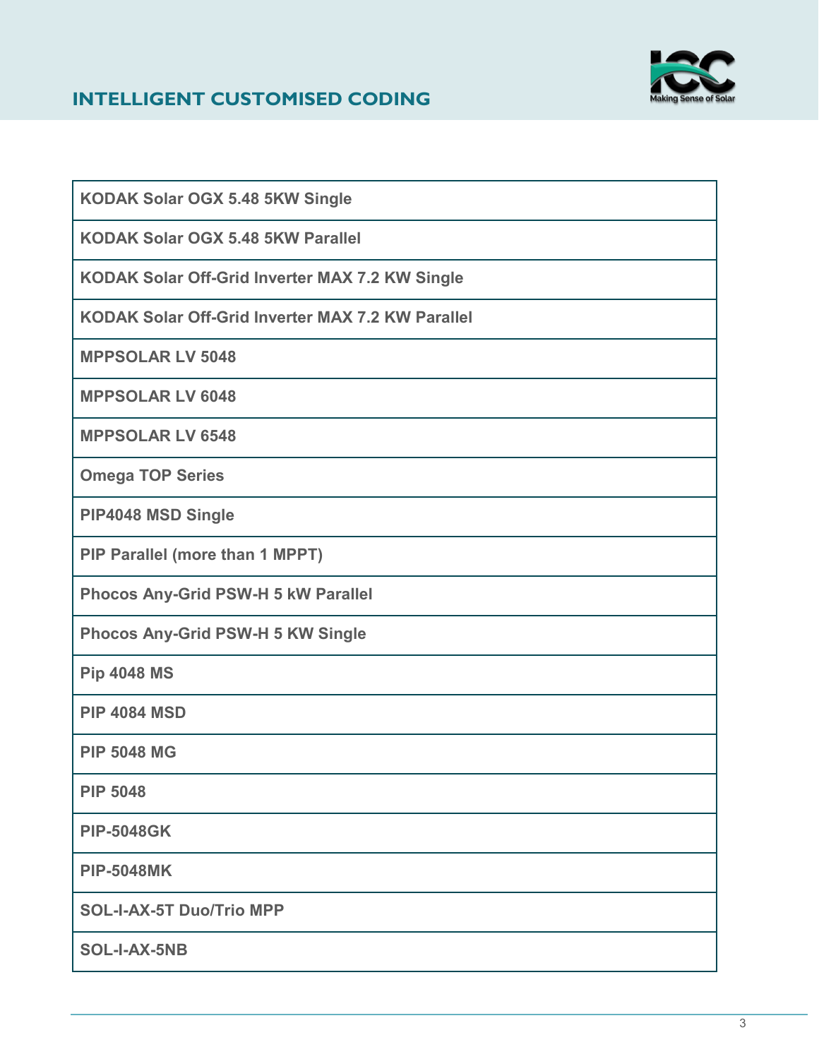| KODAK Solar OGX 5.48 5KW Single |
|---|
| KODAK Solar OGX 5.48 5KW Parallel |
| KODAK Solar Off-Grid Inverter MAX 7.2 KW Single |
| KODAK Solar Off-Grid Inverter MAX 7.2 KW Parallel |
| MPPSOLAR LV 5048 |
| MPPSOLAR LV 6048 |
| MPPSOLAR LV 6548 |
| Omega TOP Series |
| PIP4048 MSD Single |
| PIP Parallel (more than 1 MPPT) |
| Phocos Any-Grid PSW-H 5 kW Parallel |
| Phocos Any-Grid PSW-H 5 KW Single |
| Pip 4048 MS |
| PIP 4084 MSD |
| PIP 5048 MG |
| PIP 5048 |
| PIP-5048GK |
| PIP-5048MK |
| SOL-I-AX-5T Duo/Trio MPP |
| SOL-I-AX-5NB |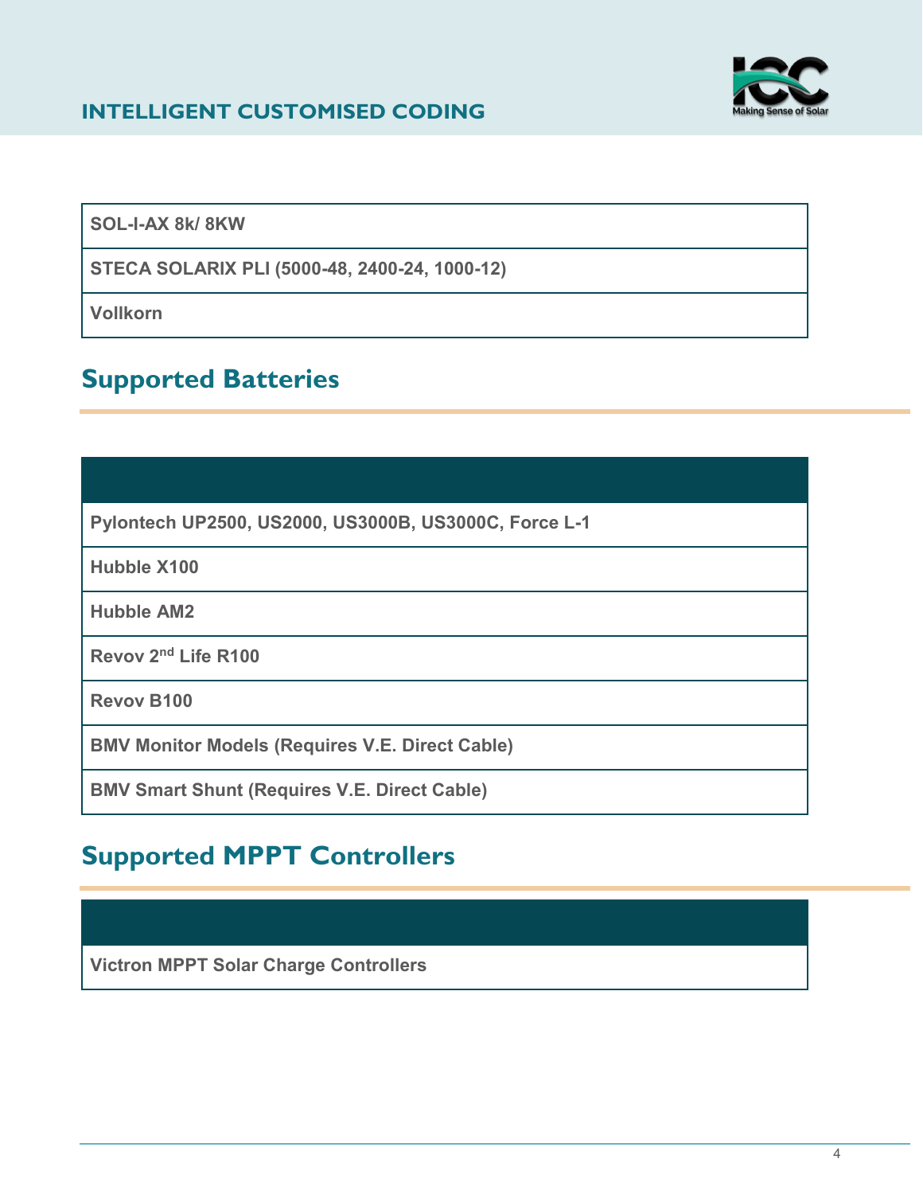| |
|---|
| SOL-I-AX 8k/ 8KW |
| STECA SOLARIX PLI (5000-48, 2400-24, 1000-12) |
| Vollkorn |

## Supported Batteries

| |
|---|
| Pylontech UP2500, US2000, US3000B, US3000C, Force L-1 |
| Hubble X100 |
| Hubble AM2 |
| Revov 2nd Life R100 |
| Revov B100 |
| BMV Monitor Models (Requires V.E. Direct Cable) |
| BMV Smart Shunt (Requires V.E. Direct Cable) |

## Supported MPPT Controllers

| |
|---|
| Victron MPPT Solar Charge Controllers |